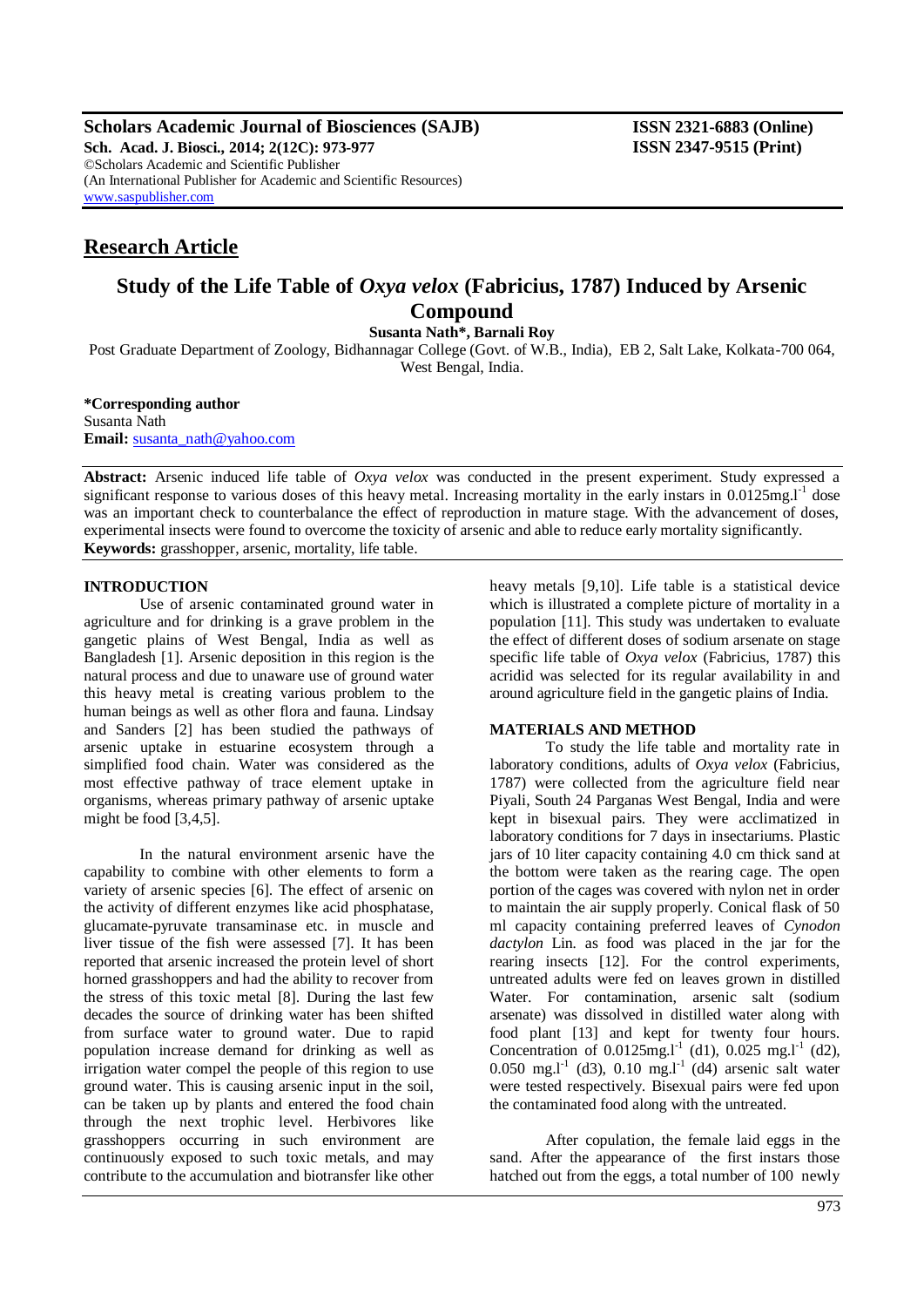**Scholars Academic Journal of Biosciences (SAJB)** **ISSN 2321-6883 (Online)**
**Sch. Acad. J. Biosci., 2014; 2(12C): 973-977** **ISSN 2347-9515 (Print)**
©Scholars Academic and Scientific Publisher
(An International Publisher for Academic and Scientific Resources)
www.saspublisher.com

## Research Article

# Study of the Life Table of *Oxya velox* (Fabricius, 1787) Induced by Arsenic Compound

**Susanta Nath\*, Barnali Roy**

Post Graduate Department of Zoology, Bidhannagar College (Govt. of W.B., India), EB 2, Salt Lake, Kolkata-700 064, West Bengal, India.

**\*Corresponding author**
Susanta Nath
**Email:** susanta_nath@yahoo.com

**Abstract:** Arsenic induced life table of *Oxya velox* was conducted in the present experiment. Study expressed a significant response to various doses of this heavy metal. Increasing mortality in the early instars in 0.0125mg.l$^{-1}$ dose was an important check to counterbalance the effect of reproduction in mature stage. With the advancement of doses, experimental insects were found to overcome the toxicity of arsenic and able to reduce early mortality significantly.
**Keywords:** grasshopper, arsenic, mortality, life table.

### INTRODUCTION

Use of arsenic contaminated ground water in agriculture and for drinking is a grave problem in the gangetic plains of West Bengal, India as well as Bangladesh [1]. Arsenic deposition in this region is the natural process and due to unaware use of ground water this heavy metal is creating various problem to the human beings as well as other flora and fauna. Lindsay and Sanders [2] has been studied the pathways of arsenic uptake in estuarine ecosystem through a simplified food chain. Water was considered as the most effective pathway of trace element uptake in organisms, whereas primary pathway of arsenic uptake might be food [3,4,5].

In the natural environment arsenic have the capability to combine with other elements to form a variety of arsenic species [6]. The effect of arsenic on the activity of different enzymes like acid phosphatase, glucamate-pyruvate transaminase etc. in muscle and liver tissue of the fish were assessed [7]. It has been reported that arsenic increased the protein level of short horned grasshoppers and had the ability to recover from the stress of this toxic metal [8]. During the last few decades the source of drinking water has been shifted from surface water to ground water. Due to rapid population increase demand for drinking as well as irrigation water compel the people of this region to use ground water. This is causing arsenic input in the soil, can be taken up by plants and entered the food chain through the next trophic level. Herbivores like grasshoppers occurring in such environment are continuously exposed to such toxic metals, and may contribute to the accumulation and biotransfer like other heavy metals [9,10]. Life table is a statistical device which is illustrated a complete picture of mortality in a population [11]. This study was undertaken to evaluate the effect of different doses of sodium arsenate on stage specific life table of *Oxya velox* (Fabricius, 1787) this acridid was selected for its regular availability in and around agriculture field in the gangetic plains of India.

### MATERIALS AND METHOD

To study the life table and mortality rate in laboratory conditions, adults of *Oxya velox* (Fabricius, 1787) were collected from the agriculture field near Piyali, South 24 Parganas West Bengal, India and were kept in bisexual pairs. They were acclimatized in laboratory conditions for 7 days in insectariums. Plastic jars of 10 liter capacity containing 4.0 cm thick sand at the bottom were taken as the rearing cage. The open portion of the cages was covered with nylon net in order to maintain the air supply properly. Conical flask of 50 ml capacity containing preferred leaves of *Cynodon dactylon* Lin. as food was placed in the jar for the rearing insects [12]. For the control experiments, untreated adults were fed on leaves grown in distilled Water. For contamination, arsenic salt (sodium arsenate) was dissolved in distilled water along with food plant [13] and kept for twenty four hours. Concentration of 0.0125mg.l$^{-1}$ (d1), 0.025 mg.l$^{-1}$ (d2), 0.050 mg.l$^{-1}$ (d3), 0.10 mg.l$^{-1}$ (d4) arsenic salt water were tested respectively. Bisexual pairs were fed upon the contaminated food along with the untreated.

After copulation, the female laid eggs in the sand. After the appearance of the first instars those hatched out from the eggs, a total number of 100 newly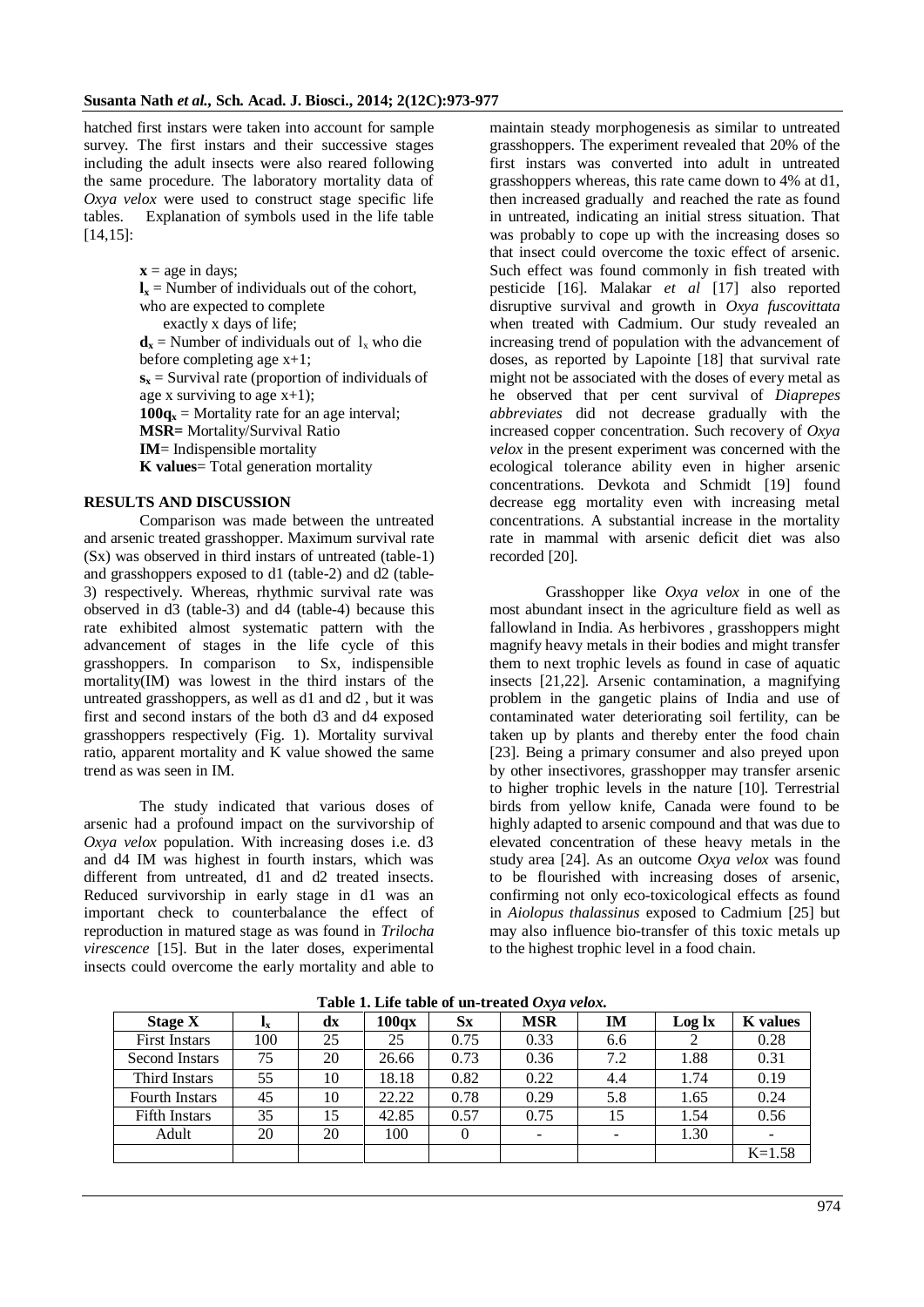hatched first instars were taken into account for sample survey. The first instars and their successive stages including the adult insects were also reared following the same procedure. The laboratory mortality data of *Oxya velox* were used to construct stage specific life tables. Explanation of symbols used in the life table [14,15]:

**x** = age in days;
**$l_x$** = Number of individuals out of the cohort, who are expected to complete exactly x days of life;
**$d_x$** = Number of individuals out of $l_x$ who die before completing age x+1;
**$s_x$** = Survival rate (proportion of individuals of age x surviving to age x+1);
**$100q_x$** = Mortality rate for an age interval;
**MSR=** Mortality/Survival Ratio
**IM**= Indispensible mortality
**K values**= Total generation mortality

## RESULTS AND DISCUSSION

Comparison was made between the untreated and arsenic treated grasshopper. Maximum survival rate (Sx) was observed in third instars of untreated (table-1) and grasshoppers exposed to d1 (table-2) and d2 (table-3) respectively. Whereas, rhythmic survival rate was observed in d3 (table-3) and d4 (table-4) because this rate exhibited almost systematic pattern with the advancement of stages in the life cycle of this grasshoppers. In comparison to Sx, indispensible mortality(IM) was lowest in the third instars of the untreated grasshoppers, as well as d1 and d2 , but it was first and second instars of the both d3 and d4 exposed grasshoppers respectively (Fig. 1). Mortality survival ratio, apparent mortality and K value showed the same trend as was seen in IM.

The study indicated that various doses of arsenic had a profound impact on the survivorship of *Oxya velox* population. With increasing doses i.e. d3 and d4 IM was highest in fourth instars, which was different from untreated, d1 and d2 treated insects. Reduced survivorship in early stage in d1 was an important check to counterbalance the effect of reproduction in matured stage as was found in *Trilocha virescence* [15]. But in the later doses, experimental insects could overcome the early mortality and able to maintain steady morphogenesis as similar to untreated grasshoppers. The experiment revealed that 20% of the first instars was converted into adult in untreated grasshoppers whereas, this rate came down to 4% at d1, then increased gradually and reached the rate as found in untreated, indicating an initial stress situation. That was probably to cope up with the increasing doses so that insect could overcome the toxic effect of arsenic. Such effect was found commonly in fish treated with pesticide [16]. Malakar *et al* [17] also reported disruptive survival and growth in *Oxya fuscovittata* when treated with Cadmium. Our study revealed an increasing trend of population with the advancement of doses, as reported by Lapointe [18] that survival rate might not be associated with the doses of every metal as he observed that per cent survival of *Diaprepes abbreviates* did not decrease gradually with the increased copper concentration. Such recovery of *Oxya velox* in the present experiment was concerned with the ecological tolerance ability even in higher arsenic concentrations. Devkota and Schmidt [19] found decrease egg mortality even with increasing metal concentrations. A substantial increase in the mortality rate in mammal with arsenic deficit diet was also recorded [20].

Grasshopper like *Oxya velox* in one of the most abundant insect in the agriculture field as well as fallowland in India. As herbivores , grasshoppers might magnify heavy metals in their bodies and might transfer them to next trophic levels as found in case of aquatic insects [21,22]. Arsenic contamination, a magnifying problem in the gangetic plains of India and use of contaminated water deteriorating soil fertility, can be taken up by plants and thereby enter the food chain [23]. Being a primary consumer and also preyed upon by other insectivores, grasshopper may transfer arsenic to higher trophic levels in the nature [10]. Terrestrial birds from yellow knife, Canada were found to be highly adapted to arsenic compound and that was due to elevated concentration of these heavy metals in the study area [24]. As an outcome *Oxya velox* was found to be flourished with increasing doses of arsenic, confirming not only eco-toxicological effects as found in *Aiolopus thalassinus* exposed to Cadmium [25] but may also influence bio-transfer of this toxic metals up to the highest trophic level in a food chain.

**Table 1. Life table of un-treated *Oxya velox*.**

| Stage X | $l_x$ | dx | 100qx | Sx | MSR | IM | Log lx | K values |
|---|---|---|---|---|---|---|---|---|
| First Instars | 100 | 25 | 25 | 0.75 | 0.33 | 6.6 | 2 | 0.28 |
| Second Instars | 75 | 20 | 26.66 | 0.73 | 0.36 | 7.2 | 1.88 | 0.31 |
| Third Instars | 55 | 10 | 18.18 | 0.82 | 0.22 | 4.4 | 1.74 | 0.19 |
| Fourth Instars | 45 | 10 | 22.22 | 0.78 | 0.29 | 5.8 | 1.65 | 0.24 |
| Fifth Instars | 35 | 15 | 42.85 | 0.57 | 0.75 | 15 | 1.54 | 0.56 |
| Adult | 20 | 20 | 100 | 0 | - | - | 1.30 | - |
| | | | | | | | | K=1.58 |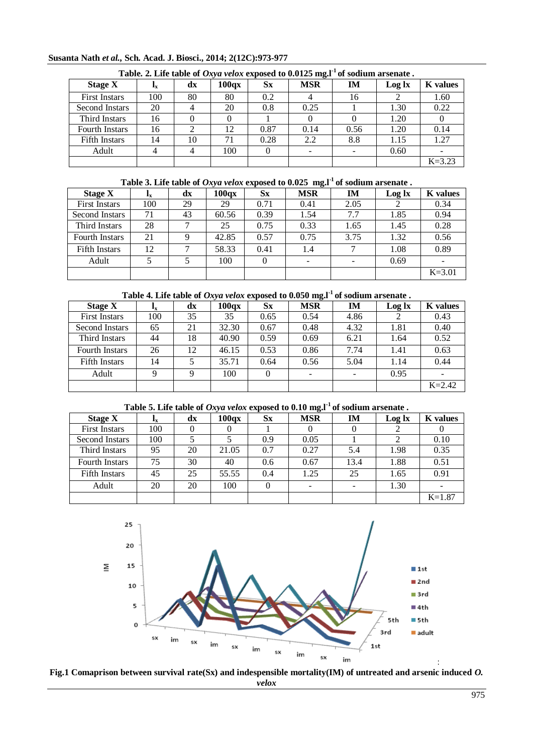**Table. 2. Life table of *Oxya velox* exposed to 0.0125 mg.l$^{-1}$ of sodium arsenate .**

| Stage X | $l_x$ | dx | 100qx | Sx | MSR | IM | Log lx | K values |
|---|---|---|---|---|---|---|---|---|
| First Instars | 100 | 80 | 80 | 0.2 | 4 | 16 | 2 | 1.60 |
| Second Instars | 20 | 4 | 20 | 0.8 | 0.25 | 1 | 1.30 | 0.22 |
| Third Instars | 16 | 0 | 0 | 1 | 0 | 0 | 1.20 | 0 |
| Fourth Instars | 16 | 2 | 12 | 0.87 | 0.14 | 0.56 | 1.20 | 0.14 |
| Fifth Instars | 14 | 10 | 71 | 0.28 | 2.2 | 8.8 | 1.15 | 1.27 |
| Adult | 4 | 4 | 100 | 0 | - | - | 0.60 | - |
| | | | | | | | | K=3.23 |

**Table 3. Life table of *Oxya velox* exposed to 0.025 mg.l$^{-1}$ of sodium arsenate .**

| Stage X | $l_x$ | dx | 100qx | Sx | MSR | IM | Log lx | K values |
|---|---|---|---|---|---|---|---|---|
| First Instars | 100 | 29 | 29 | 0.71 | 0.41 | 2.05 | 2 | 0.34 |
| Second Instars | 71 | 43 | 60.56 | 0.39 | 1.54 | 7.7 | 1.85 | 0.94 |
| Third Instars | 28 | 7 | 25 | 0.75 | 0.33 | 1.65 | 1.45 | 0.28 |
| Fourth Instars | 21 | 9 | 42.85 | 0.57 | 0.75 | 3.75 | 1.32 | 0.56 |
| Fifth Instars | 12 | 7 | 58.33 | 0.41 | 1.4 | 7 | 1.08 | 0.89 |
| Adult | 5 | 5 | 100 | 0 | - | - | 0.69 | - |
| | | | | | | | | K=3.01 |

**Table 4. Life table of *Oxya velox* exposed to 0.050 mg.l$^{-1}$ of sodium arsenate .**

| Stage X | $l_x$ | dx | 100qx | Sx | MSR | IM | Log lx | K values |
|---|---|---|---|---|---|---|---|---|
| First Instars | 100 | 35 | 35 | 0.65 | 0.54 | 4.86 | 2 | 0.43 |
| Second Instars | 65 | 21 | 32.30 | 0.67 | 0.48 | 4.32 | 1.81 | 0.40 |
| Third Instars | 44 | 18 | 40.90 | 0.59 | 0.69 | 6.21 | 1.64 | 0.52 |
| Fourth Instars | 26 | 12 | 46.15 | 0.53 | 0.86 | 7.74 | 1.41 | 0.63 |
| Fifth Instars | 14 | 5 | 35.71 | 0.64 | 0.56 | 5.04 | 1.14 | 0.44 |
| Adult | 9 | 9 | 100 | 0 | - | - | 0.95 | - |
| | | | | | | | | K=2.42 |

**Table 5. Life table of *Oxya velox* exposed to 0.10 mg.l$^{-1}$ of sodium arsenate .**

| Stage X | $l_x$ | dx | 100qx | Sx | MSR | IM | Log lx | K values |
|---|---|---|---|---|---|---|---|---|
| First Instars | 100 | 0 | 0 | 1 | 0 | 0 | 2 | 0 |
| Second Instars | 100 | 5 | 5 | 0.9 | 0.05 | 1 | 2 | 0.10 |
| Third Instars | 95 | 20 | 21.05 | 0.7 | 0.27 | 5.4 | 1.98 | 0.35 |
| Fourth Instars | 75 | 30 | 40 | 0.6 | 0.67 | 13.4 | 1.88 | 0.51 |
| Fifth Instars | 45 | 25 | 55.55 | 0.4 | 1.25 | 25 | 1.65 | 0.91 |
| Adult | 20 | 20 | 100 | 0 | - | - | 1.30 | - |
| | | | | | | | | K=1.87 |

**Fig.1 Comaprison between survival rate(Sx) and indespensible mortality(IM) of untreated and arsenic induced *O. velox***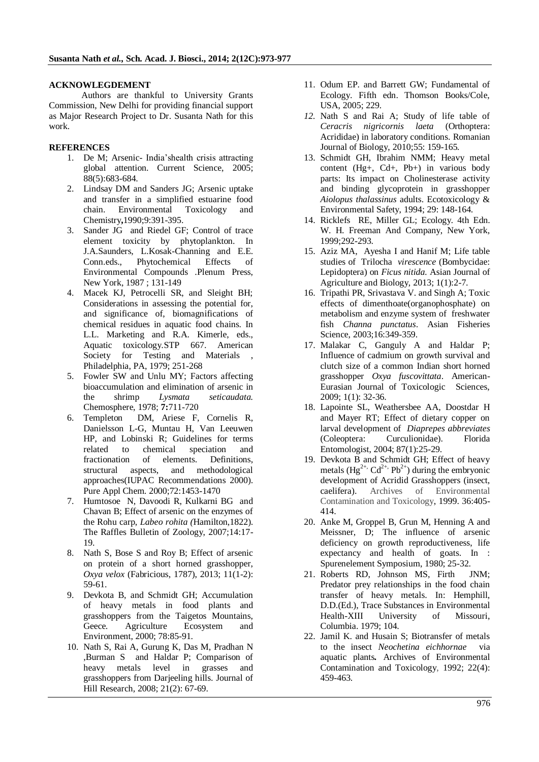## ACKNOWLEDGEMENT

Authors are thankful to University Grants Commission, New Delhi for providing financial support as Major Research Project to Dr. Susanta Nath for this work.

## REFERENCES

1. De M; Arsenic- India'shealth crisis attracting global attention. Current Science, 2005; 88(5):683-684.
2. Lindsay DM and Sanders JG; Arsenic uptake and transfer in a simplified estuarine food chain. Environmental Toxicology and Chemistry**,**1990;9:391-395.
3. Sander JG and Riedel GF; Control of trace element toxicity by phytoplankton. In J.A.Saunders, L.Kosak-Channing and E.E. Conn.eds., Phytochemical Effects of Environmental Compounds .Plenum Press, New York, 1987 ; 131-149
4. Macek KJ, Petrocelli SR, and Sleight BH; Considerations in assessing the potential for, and significance of, biomagnifications of chemical residues in aquatic food chains. In L.L. Marketing and R.A. Kimerle, eds., Aquatic toxicology.STP 667. American Society for Testing and Materials , Philadelphia, PA, 1979; 251-268
5. Fowler SW and Unlu MY; Factors affecting bioaccumulation and elimination of arsenic in the shrimp *Lysmata seticaudata.* Chemosphere, 1978; **7:**711-720
6. Templeton DM, Ariese F, Cornelis R, Danielsson L-G, Muntau H, Van Leeuwen HP, and Lobinski R; Guidelines for terms related to chemical speciation and fractionation of elements. Definitions, structural aspects, and methodological approaches(IUPAC Recommendations 2000). Pure Appl Chem. 2000;72:1453-1470
7. Humtosoe N, Davoodi R, Kulkarni BG and Chavan B; Effect of arsenic on the enzymes of the Rohu carp, *Labeo rohita (*Hamilton,1822). The Raffles Bulletin of Zoology, 2007;14:17-19.
8. Nath S, Bose S and Roy B; Effect of arsenic on protein of a short horned grasshopper, *Oxya velox* (Fabricious, 1787), 2013; 11(1-2): 59-61.
9. Devkota B, and Schmidt GH; Accumulation of heavy metals in food plants and grasshoppers from the Taigetos Mountains, Geece. Agriculture Ecosystem and Environment, 2000; 78:85-91.
10. Nath S, Rai A, Gurung K, Das M, Pradhan N ,Burman S and Haldar P; Comparison of heavy metals level in grasses and grasshoppers from Darjeeling hills. Journal of Hill Research, 2008; 21(2): 67-69.
11. Odum EP. and Barrett GW; Fundamental of Ecology. Fifth edn. Thomson Books/Cole, USA, 2005; 229.
12. Nath S and Rai A; Study of life table of *Ceracris nigricornis laeta* (Orthoptera: Acrididae) in laboratory conditions. Romanian Journal of Biology, 2010;55: 159-165.
13. Schmidt GH, Ibrahim NMM; Heavy metal content (Hg+, Cd+, Pb+) in various body parts: Its impact on Cholinesterase activity and binding glycoprotein in grasshopper *Aiolopus thalassinus* adults. Ecotoxicology & Environmental Safety, 1994; 29: 148-164.
14. Ricklefs RE, Miller GL; Ecology. 4th Edn. W. H. Freeman And Company, New York, 1999;292-293.
15. Aziz MA, Ayesha I and Hanif M; Life table studies of Trilocha *virescence* (Bombycidae: Lepidoptera) on *Ficus nitida.* Asian Journal of Agriculture and Biology, 2013; 1(1):2-7.
16. Tripathi PR, Srivastava V. and Singh A; Toxic effects of dimenthoate(organophosphate) on metabolism and enzyme system of freshwater fish *Channa punctatus*. Asian Fisheries Science, 2003;16:349-359.
17. Malakar C, Ganguly A and Haldar P; Influence of cadmium on growth survival and clutch size of a common Indian short horned grasshopper *Oxya fuscovittata*. American-Eurasian Journal of Toxicologic Sciences, 2009; 1(1): 32-36.
18. Lapointe SL, Weathersbee AA, Doostdar H and Mayer RT; Effect of dietary copper on larval development of *Diaprepes abbreviates* (Coleoptera: Curculionidae). Florida Entomologist, 2004; 87(1):25-29.
19. Devkota B and Schmidt GH; Effect of heavy metals ($Hg^{2+}$, $Cd^{2+}$, $Pb^{2+}$) during the embryonic development of Acridid Grasshoppers (insect, caelifera). Archives of Environmental Contamination and Toxicology, 1999. 36:405-414.
20. Anke M, Groppel B, Grun M, Henning A and Meissner, D; The influence of arsenic deficiency on growth reproductiveness, life expectancy and health of goats. In : Spurenelement Symposium, 1980; 25-32.
21. Roberts RD, Johnson MS, Firth JNM; Predator prey relationships in the food chain transfer of heavy metals. In: Hemphill, D.D.(Ed.), Trace Substances in Environmental Health-XIII University of Missouri, Columbia. 1979; 104.
22. Jamil K. and Husain S; Biotransfer of metals to the insect *Neochetina eichhornae* via aquatic plants**.** Archives of Environmental Contamination and Toxicology, 1992; 22(4): 459-463.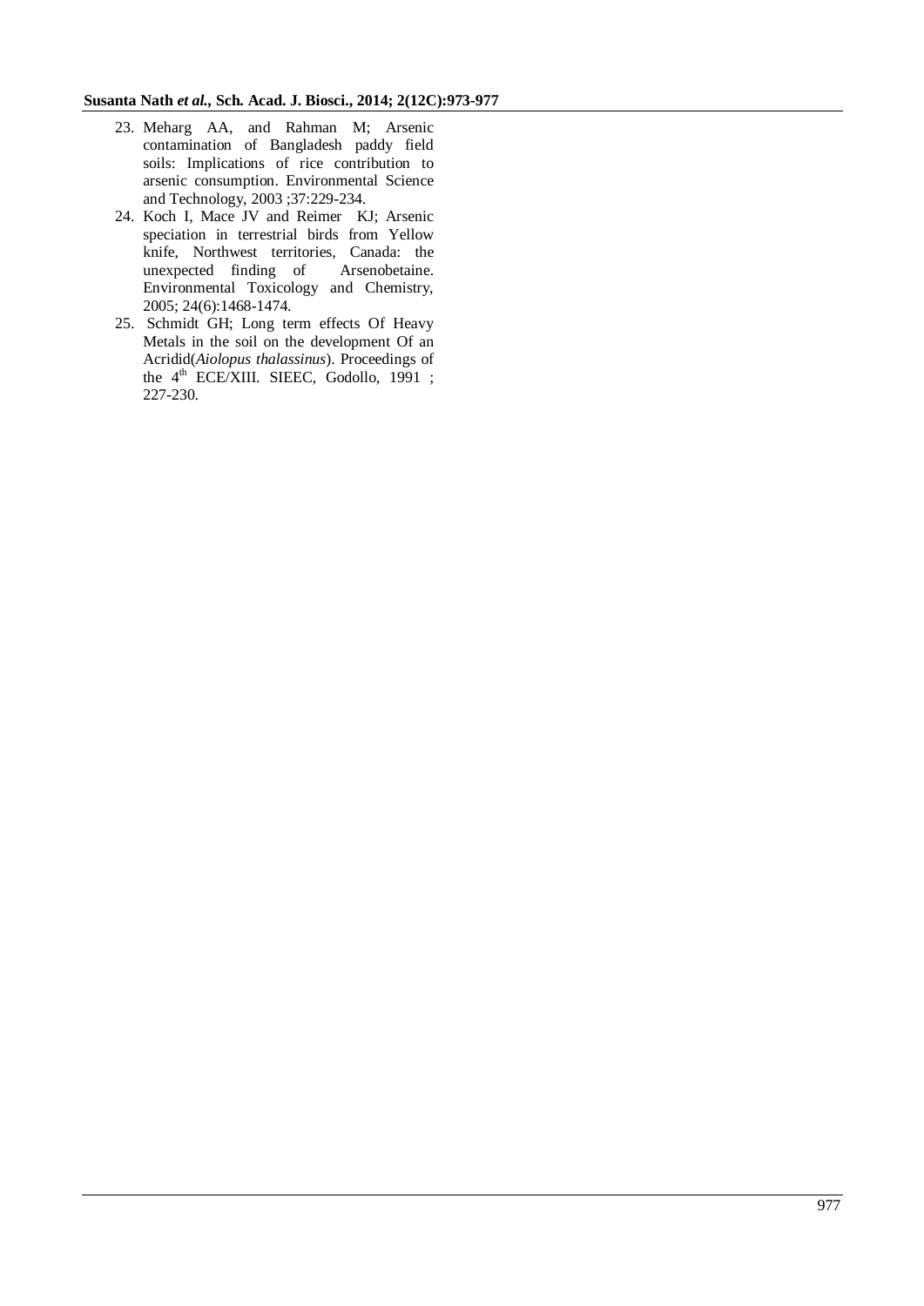23. Meharg AA, and Rahman M; Arsenic contamination of Bangladesh paddy field soils: Implications of rice contribution to arsenic consumption. Environmental Science and Technology, 2003 ;37:229-234.
24. Koch I, Mace JV and Reimer KJ; Arsenic speciation in terrestrial birds from Yellow knife, Northwest territories, Canada: the unexpected finding of Arsenobetaine. Environmental Toxicology and Chemistry, 2005; 24(6):1468-1474.
25. Schmidt GH; Long term effects Of Heavy Metals in the soil on the development Of an Acridid(*Aiolopus thalassinus*). Proceedings of the 4th ECE/XIII. SIEEC, Godollo, 1991 ; 227-230.